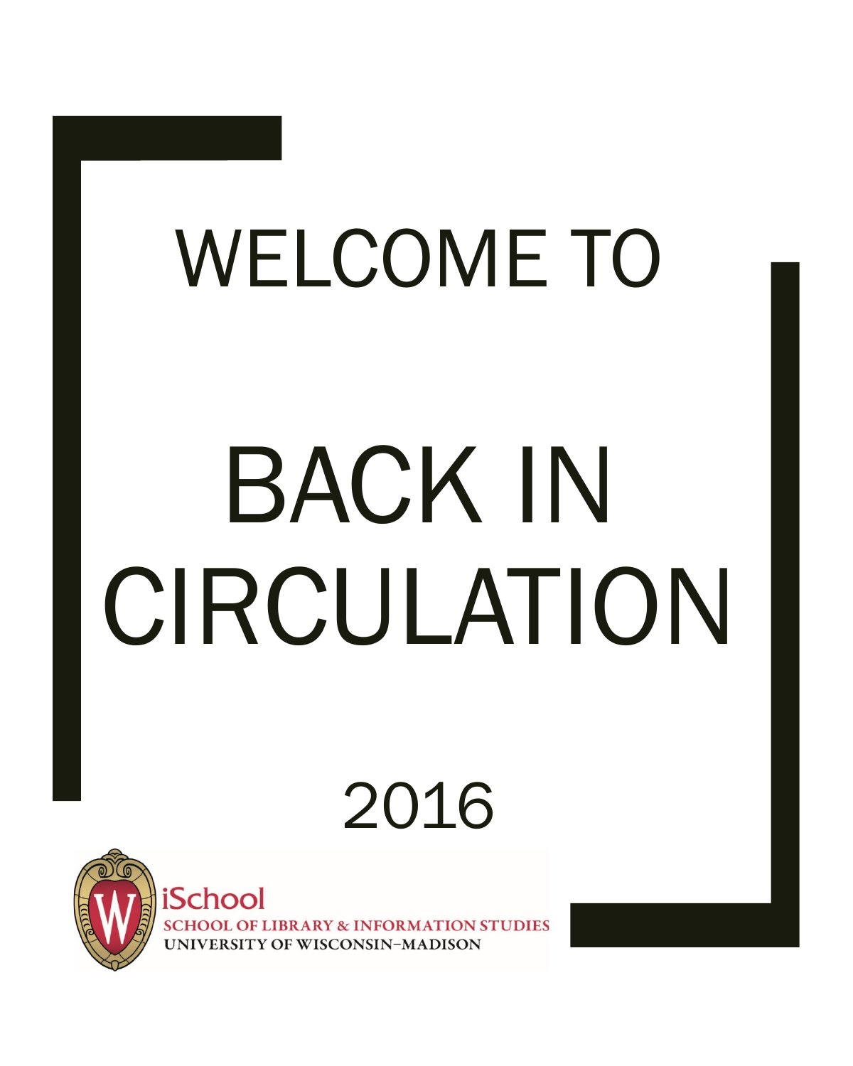# WELCOME TO

# BACK IN CIRCULATION

2016

iSchool
SCHOOL OF LIBRARY & INFORMATION STUDIES
UNIVERSITY OF WISCONSIN–MADISON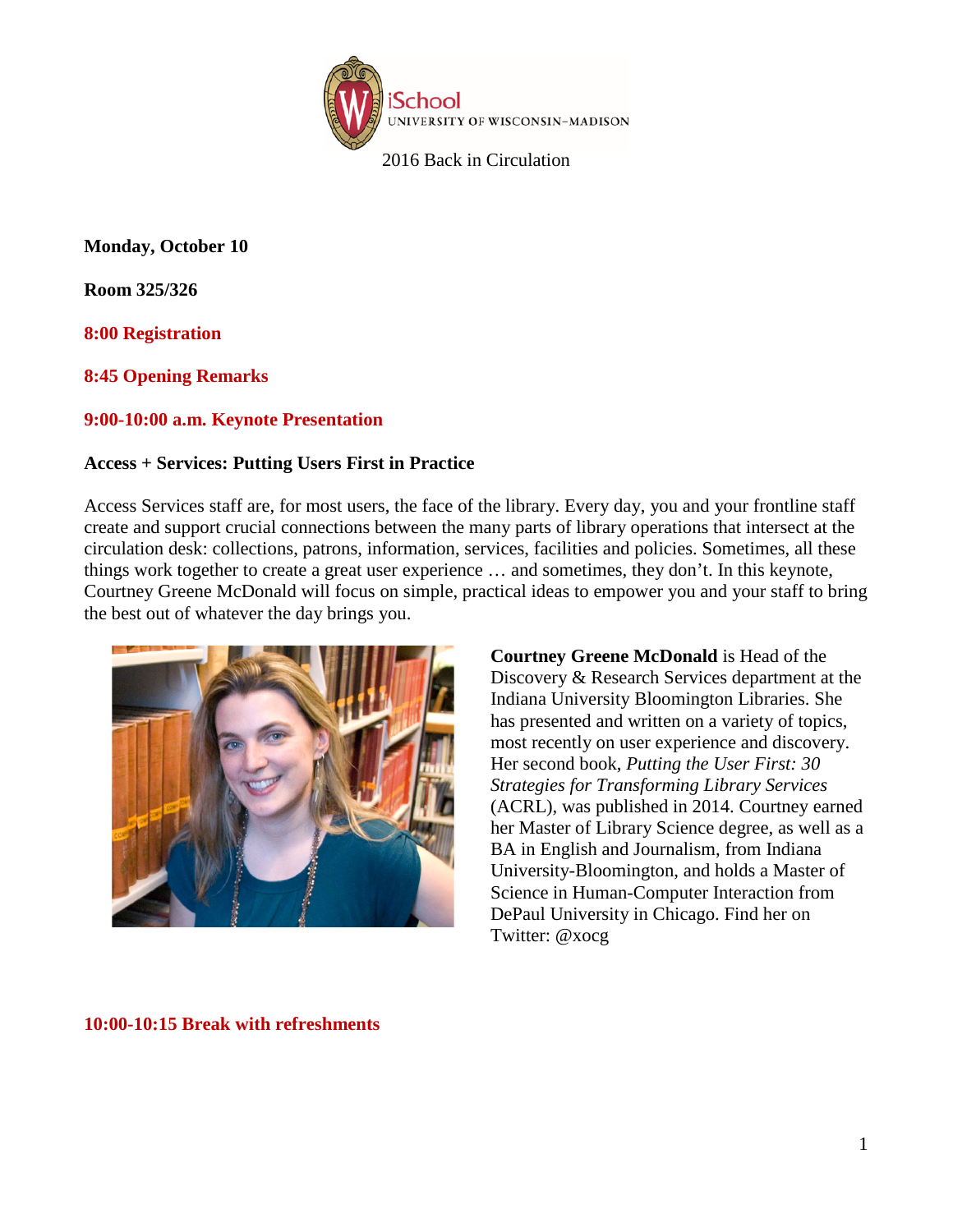2016 Back in Circulation

**Monday, October 10**

**Room 325/326**

**8:00 Registration**

**8:45 Opening Remarks**

**9:00-10:00 a.m. Keynote Presentation**

**Access + Services: Putting Users First in Practice**

Access Services staff are, for most users, the face of the library. Every day, you and your frontline staff create and support crucial connections between the many parts of library operations that intersect at the circulation desk: collections, patrons, information, services, facilities and policies. Sometimes, all these things work together to create a great user experience … and sometimes, they don't. In this keynote, Courtney Greene McDonald will focus on simple, practical ideas to empower you and your staff to bring the best out of whatever the day brings you.

**Courtney Greene McDonald** is Head of the Discovery & Research Services department at the Indiana University Bloomington Libraries. She has presented and written on a variety of topics, most recently on user experience and discovery. Her second book, *Putting the User First: 30 Strategies for Transforming Library Services* (ACRL), was published in 2014. Courtney earned her Master of Library Science degree, as well as a BA in English and Journalism, from Indiana University-Bloomington, and holds a Master of Science in Human-Computer Interaction from DePaul University in Chicago. Find her on Twitter: @xocg

**10:00-10:15 Break with refreshments**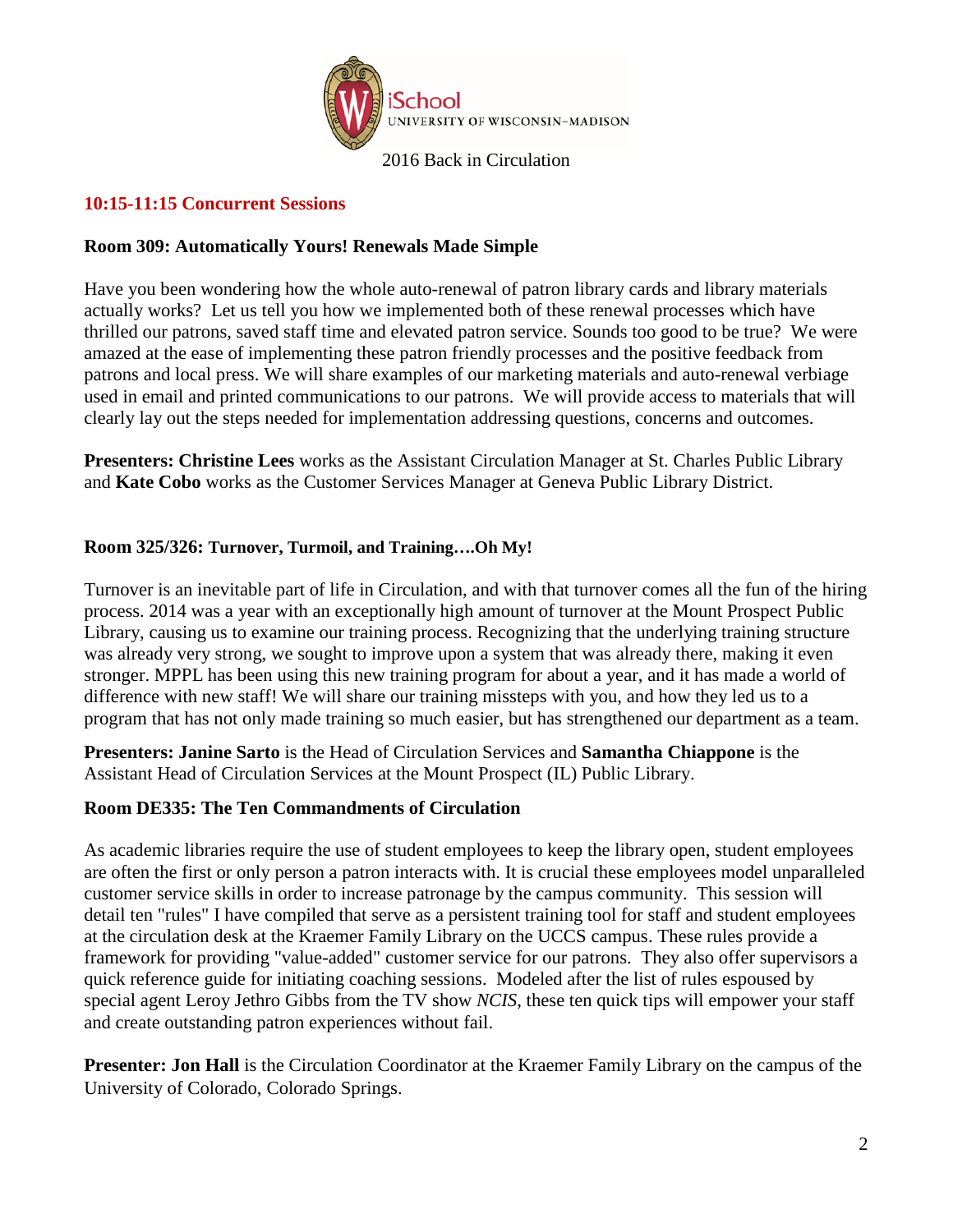## 10:15-11:15 Concurrent Sessions

### Room 309: Automatically Yours! Renewals Made Simple

Have you been wondering how the whole auto-renewal of patron library cards and library materials actually works? Let us tell you how we implemented both of these renewal processes which have thrilled our patrons, saved staff time and elevated patron service. Sounds too good to be true? We were amazed at the ease of implementing these patron friendly processes and the positive feedback from patrons and local press. We will share examples of our marketing materials and auto-renewal verbiage used in email and printed communications to our patrons. We will provide access to materials that will clearly lay out the steps needed for implementation addressing questions, concerns and outcomes.

**Presenters: Christine Lees** works as the Assistant Circulation Manager at St. Charles Public Library and **Kate Cobo** works as the Customer Services Manager at Geneva Public Library District.

### Room 325/326: Turnover, Turmoil, and Training….Oh My!

Turnover is an inevitable part of life in Circulation, and with that turnover comes all the fun of the hiring process. 2014 was a year with an exceptionally high amount of turnover at the Mount Prospect Public Library, causing us to examine our training process. Recognizing that the underlying training structure was already very strong, we sought to improve upon a system that was already there, making it even stronger. MPPL has been using this new training program for about a year, and it has made a world of difference with new staff! We will share our training missteps with you, and how they led us to a program that has not only made training so much easier, but has strengthened our department as a team.

**Presenters: Janine Sarto** is the Head of Circulation Services and **Samantha Chiappone** is the Assistant Head of Circulation Services at the Mount Prospect (IL) Public Library.

### Room DE335: The Ten Commandments of Circulation

As academic libraries require the use of student employees to keep the library open, student employees are often the first or only person a patron interacts with. It is crucial these employees model unparalleled customer service skills in order to increase patronage by the campus community. This session will detail ten "rules" I have compiled that serve as a persistent training tool for staff and student employees at the circulation desk at the Kraemer Family Library on the UCCS campus. These rules provide a framework for providing "value-added" customer service for our patrons. They also offer supervisors a quick reference guide for initiating coaching sessions. Modeled after the list of rules espoused by special agent Leroy Jethro Gibbs from the TV show *NCIS*, these ten quick tips will empower your staff and create outstanding patron experiences without fail.

**Presenter: Jon Hall** is the Circulation Coordinator at the Kraemer Family Library on the campus of the University of Colorado, Colorado Springs.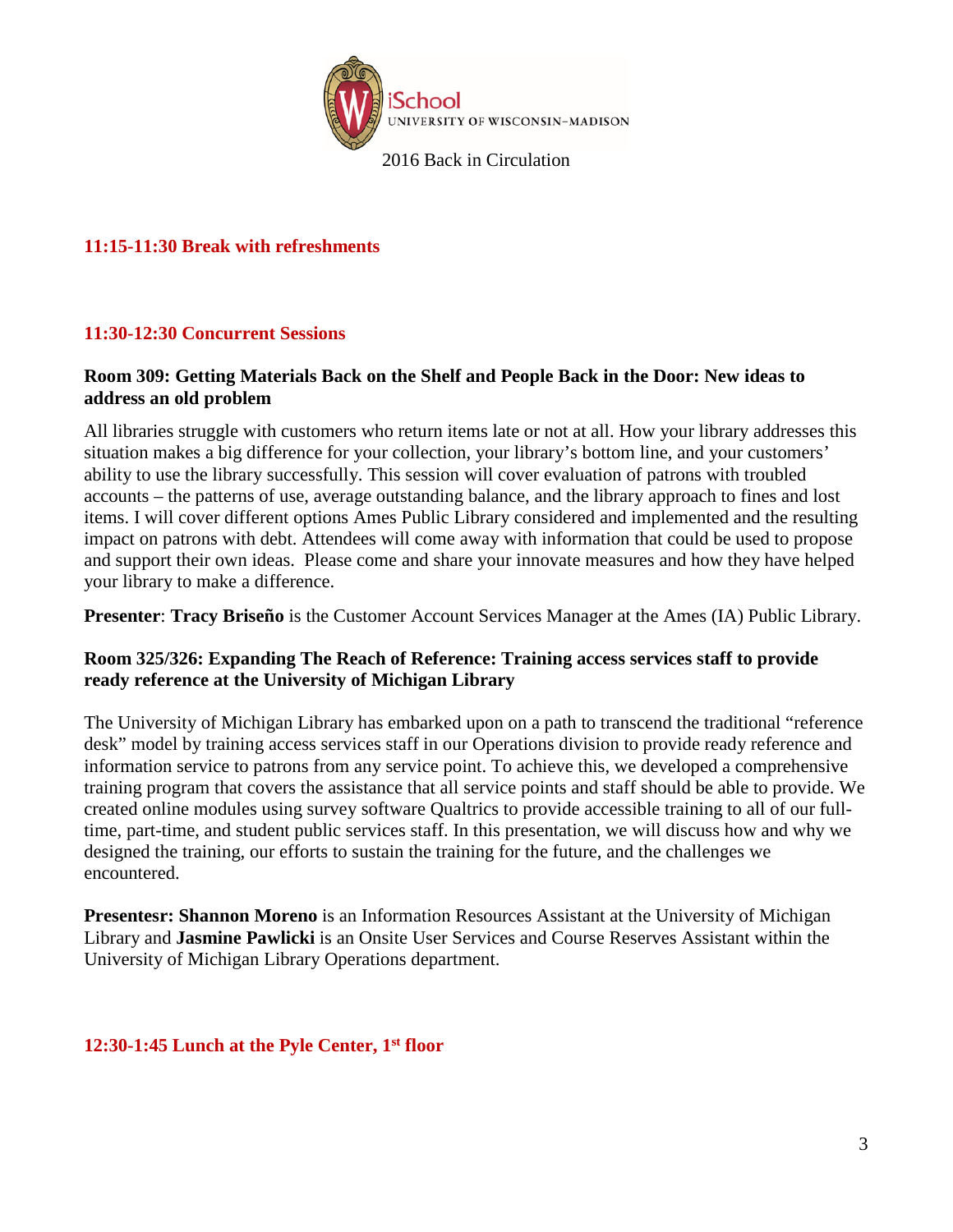**11:15-11:30 Break with refreshments**

**11:30-12:30 Concurrent Sessions**

**Room 309: Getting Materials Back on the Shelf and People Back in the Door: New ideas to address an old problem**

All libraries struggle with customers who return items late or not at all. How your library addresses this situation makes a big difference for your collection, your library's bottom line, and your customers' ability to use the library successfully. This session will cover evaluation of patrons with troubled accounts – the patterns of use, average outstanding balance, and the library approach to fines and lost items. I will cover different options Ames Public Library considered and implemented and the resulting impact on patrons with debt. Attendees will come away with information that could be used to propose and support their own ideas. Please come and share your innovate measures and how they have helped your library to make a difference.

**Presenter**: **Tracy Briseño** is the Customer Account Services Manager at the Ames (IA) Public Library.

**Room 325/326: Expanding The Reach of Reference: Training access services staff to provide ready reference at the University of Michigan Library**

The University of Michigan Library has embarked upon on a path to transcend the traditional "reference desk" model by training access services staff in our Operations division to provide ready reference and information service to patrons from any service point. To achieve this, we developed a comprehensive training program that covers the assistance that all service points and staff should be able to provide. We created online modules using survey software Qualtrics to provide accessible training to all of our full-time, part-time, and student public services staff. In this presentation, we will discuss how and why we designed the training, our efforts to sustain the training for the future, and the challenges we encountered.

**Presentesr: Shannon Moreno** is an Information Resources Assistant at the University of Michigan Library and **Jasmine Pawlicki** is an Onsite User Services and Course Reserves Assistant within the University of Michigan Library Operations department.

**12:30-1:45 Lunch at the Pyle Center, 1st floor**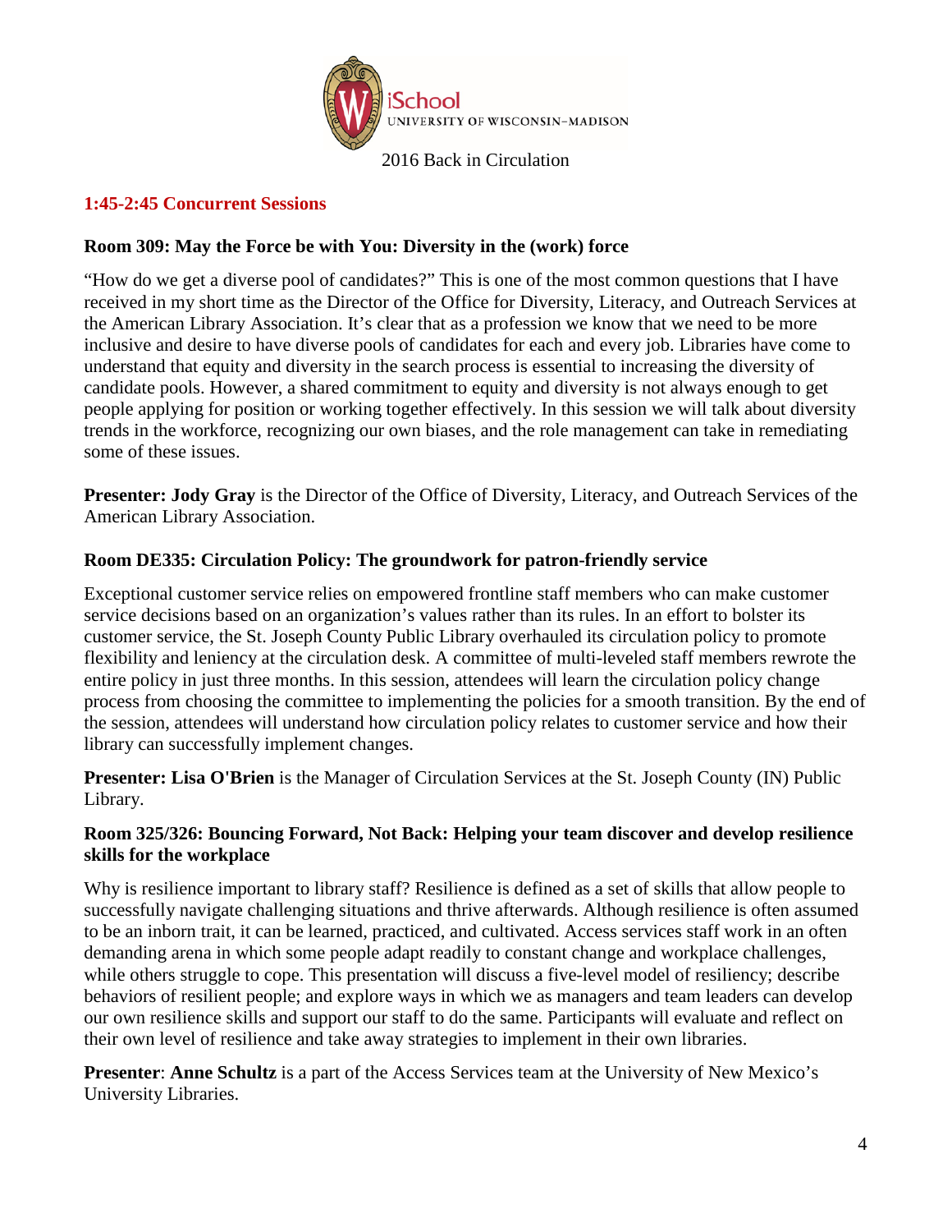2016 Back in Circulation

## 1:45-2:45 Concurrent Sessions

### Room 309: May the Force be with You: Diversity in the (work) force

"How do we get a diverse pool of candidates?" This is one of the most common questions that I have received in my short time as the Director of the Office for Diversity, Literacy, and Outreach Services at the American Library Association. It's clear that as a profession we know that we need to be more inclusive and desire to have diverse pools of candidates for each and every job. Libraries have come to understand that equity and diversity in the search process is essential to increasing the diversity of candidate pools. However, a shared commitment to equity and diversity is not always enough to get people applying for position or working together effectively. In this session we will talk about diversity trends in the workforce, recognizing our own biases, and the role management can take in remediating some of these issues.

**Presenter: Jody Gray** is the Director of the Office of Diversity, Literacy, and Outreach Services of the American Library Association.

### Room DE335: Circulation Policy: The groundwork for patron-friendly service

Exceptional customer service relies on empowered frontline staff members who can make customer service decisions based on an organization's values rather than its rules. In an effort to bolster its customer service, the St. Joseph County Public Library overhauled its circulation policy to promote flexibility and leniency at the circulation desk. A committee of multi-leveled staff members rewrote the entire policy in just three months. In this session, attendees will learn the circulation policy change process from choosing the committee to implementing the policies for a smooth transition. By the end of the session, attendees will understand how circulation policy relates to customer service and how their library can successfully implement changes.

**Presenter: Lisa O'Brien** is the Manager of Circulation Services at the St. Joseph County (IN) Public Library.

### Room 325/326: Bouncing Forward, Not Back: Helping your team discover and develop resilience skills for the workplace

Why is resilience important to library staff? Resilience is defined as a set of skills that allow people to successfully navigate challenging situations and thrive afterwards. Although resilience is often assumed to be an inborn trait, it can be learned, practiced, and cultivated. Access services staff work in an often demanding arena in which some people adapt readily to constant change and workplace challenges, while others struggle to cope. This presentation will discuss a five-level model of resiliency; describe behaviors of resilient people; and explore ways in which we as managers and team leaders can develop our own resilience skills and support our staff to do the same. Participants will evaluate and reflect on their own level of resilience and take away strategies to implement in their own libraries.

**Presenter**: **Anne Schultz** is a part of the Access Services team at the University of New Mexico's University Libraries.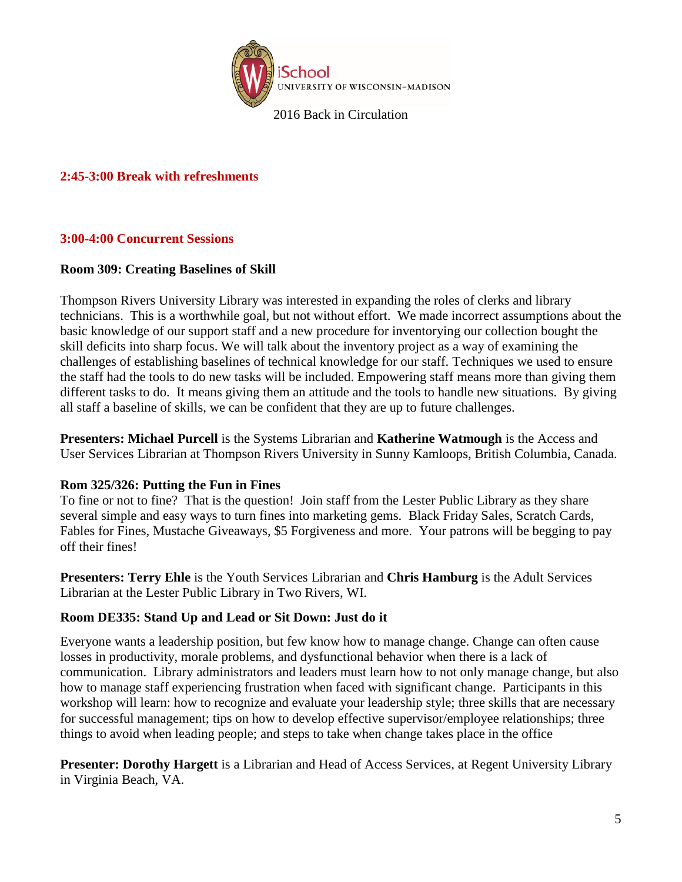## 2:45-3:00 Break with refreshments

## 3:00-4:00 Concurrent Sessions

**Room 309: Creating Baselines of Skill**

Thompson Rivers University Library was interested in expanding the roles of clerks and library technicians. This is a worthwhile goal, but not without effort. We made incorrect assumptions about the basic knowledge of our support staff and a new procedure for inventorying our collection bought the skill deficits into sharp focus. We will talk about the inventory project as a way of examining the challenges of establishing baselines of technical knowledge for our staff. Techniques we used to ensure the staff had the tools to do new tasks will be included. Empowering staff means more than giving them different tasks to do. It means giving them an attitude and the tools to handle new situations. By giving all staff a baseline of skills, we can be confident that they are up to future challenges.

**Presenters: Michael Purcell** is the Systems Librarian and **Katherine Watmough** is the Access and User Services Librarian at Thompson Rivers University in Sunny Kamloops, British Columbia, Canada.

**Rom 325/326: Putting the Fun in Fines**

To fine or not to fine? That is the question! Join staff from the Lester Public Library as they share several simple and easy ways to turn fines into marketing gems. Black Friday Sales, Scratch Cards, Fables for Fines, Mustache Giveaways, $5 Forgiveness and more. Your patrons will be begging to pay off their fines!

**Presenters: Terry Ehle** is the Youth Services Librarian and **Chris Hamburg** is the Adult Services Librarian at the Lester Public Library in Two Rivers, WI.

**Room DE335: Stand Up and Lead or Sit Down: Just do it**

Everyone wants a leadership position, but few know how to manage change. Change can often cause losses in productivity, morale problems, and dysfunctional behavior when there is a lack of communication. Library administrators and leaders must learn how to not only manage change, but also how to manage staff experiencing frustration when faced with significant change. Participants in this workshop will learn: how to recognize and evaluate your leadership style; three skills that are necessary for successful management; tips on how to develop effective supervisor/employee relationships; three things to avoid when leading people; and steps to take when change takes place in the office

**Presenter: Dorothy Hargett** is a Librarian and Head of Access Services, at Regent University Library in Virginia Beach, VA.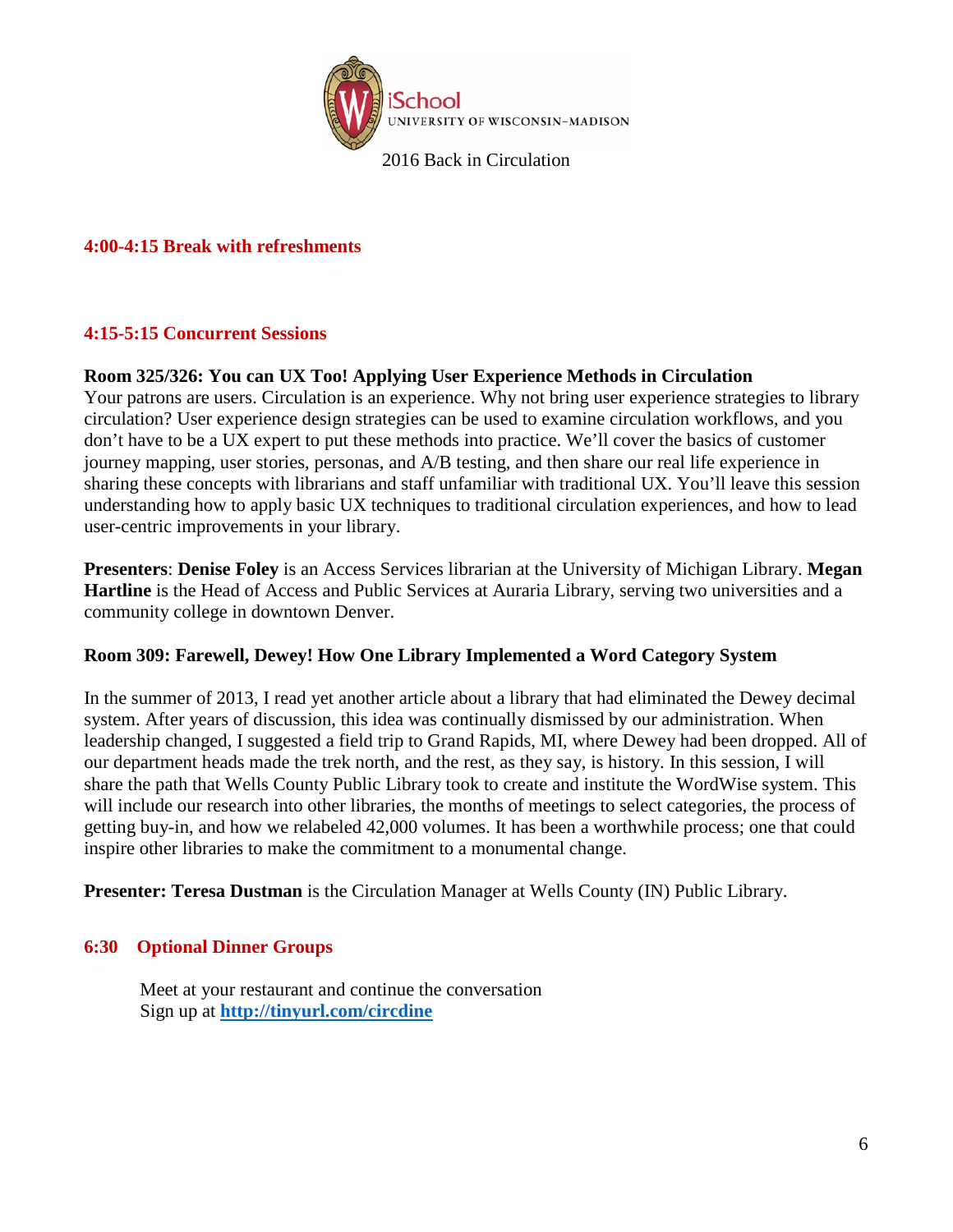#### 4:00-4:15 Break with refreshments

#### 4:15-5:15 Concurrent Sessions

**Room 325/326: You can UX Too! Applying User Experience Methods in Circulation**

Your patrons are users. Circulation is an experience. Why not bring user experience strategies to library circulation? User experience design strategies can be used to examine circulation workflows, and you don't have to be a UX expert to put these methods into practice. We'll cover the basics of customer journey mapping, user stories, personas, and A/B testing, and then share our real life experience in sharing these concepts with librarians and staff unfamiliar with traditional UX. You'll leave this session understanding how to apply basic UX techniques to traditional circulation experiences, and how to lead user-centric improvements in your library.

**Presenters**: **Denise Foley** is an Access Services librarian at the University of Michigan Library. **Megan Hartline** is the Head of Access and Public Services at Auraria Library, serving two universities and a community college in downtown Denver.

**Room 309: Farewell, Dewey! How One Library Implemented a Word Category System**

In the summer of 2013, I read yet another article about a library that had eliminated the Dewey decimal system. After years of discussion, this idea was continually dismissed by our administration. When leadership changed, I suggested a field trip to Grand Rapids, MI, where Dewey had been dropped. All of our department heads made the trek north, and the rest, as they say, is history. In this session, I will share the path that Wells County Public Library took to create and institute the WordWise system. This will include our research into other libraries, the months of meetings to select categories, the process of getting buy-in, and how we relabeled 42,000 volumes. It has been a worthwhile process; one that could inspire other libraries to make the commitment to a monumental change.

**Presenter: Teresa Dustman** is the Circulation Manager at Wells County (IN) Public Library.

#### 6:30 Optional Dinner Groups

Meet at your restaurant and continue the conversation
Sign up at **http://tinyurl.com/circdine**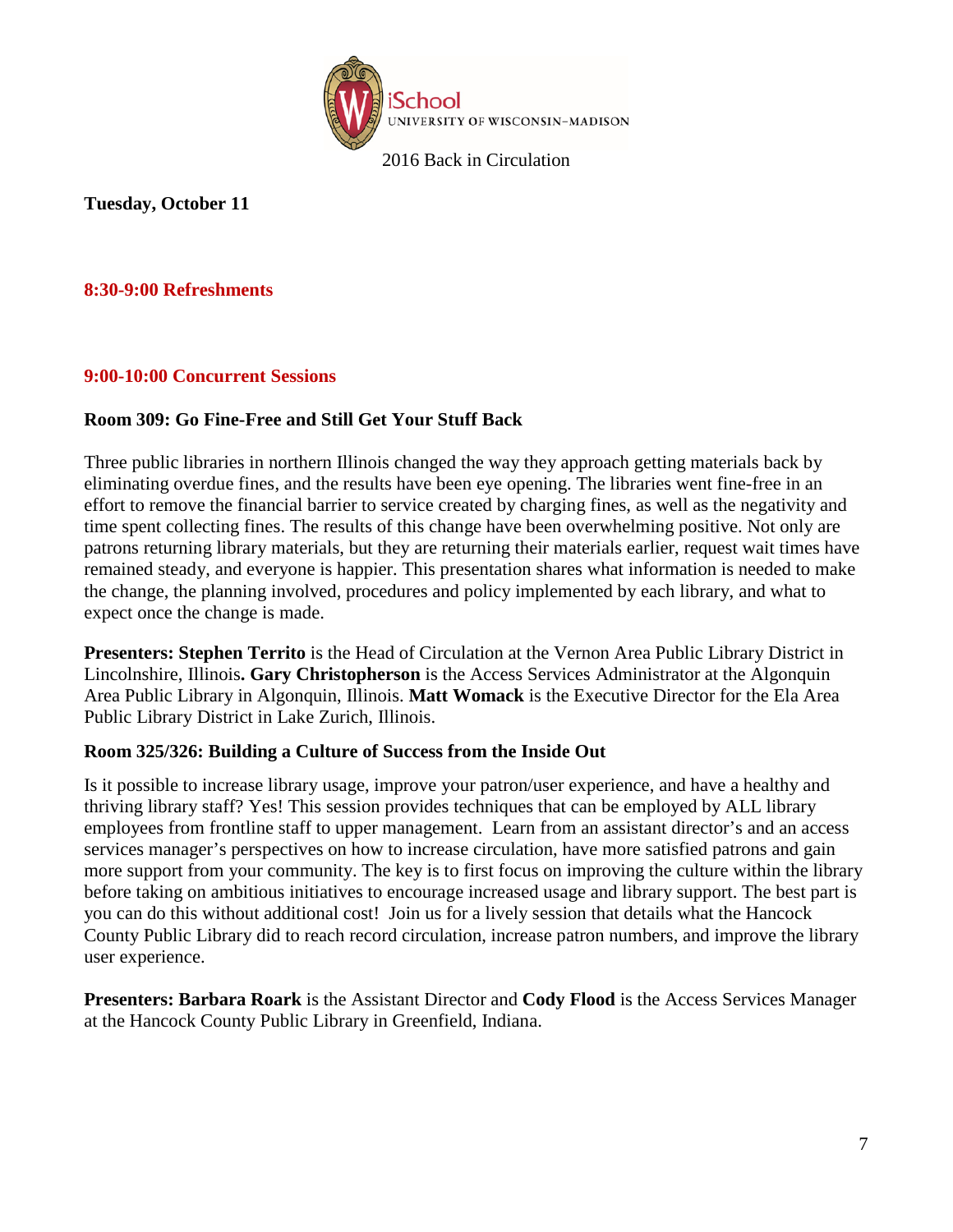2016 Back in Circulation

**Tuesday, October 11**

### 8:30-9:00 Refreshments

### 9:00-10:00 Concurrent Sessions

**Room 309: Go Fine-Free and Still Get Your Stuff Back**

Three public libraries in northern Illinois changed the way they approach getting materials back by eliminating overdue fines, and the results have been eye opening. The libraries went fine-free in an effort to remove the financial barrier to service created by charging fines, as well as the negativity and time spent collecting fines. The results of this change have been overwhelming positive. Not only are patrons returning library materials, but they are returning their materials earlier, request wait times have remained steady, and everyone is happier. This presentation shares what information is needed to make the change, the planning involved, procedures and policy implemented by each library, and what to expect once the change is made.

**Presenters: Stephen Territo** is the Head of Circulation at the Vernon Area Public Library District in Lincolnshire, Illinois**. Gary Christopherson** is the Access Services Administrator at the Algonquin Area Public Library in Algonquin, Illinois. **Matt Womack** is the Executive Director for the Ela Area Public Library District in Lake Zurich, Illinois.

**Room 325/326: Building a Culture of Success from the Inside Out**

Is it possible to increase library usage, improve your patron/user experience, and have a healthy and thriving library staff? Yes! This session provides techniques that can be employed by ALL library employees from frontline staff to upper management. Learn from an assistant director's and an access services manager's perspectives on how to increase circulation, have more satisfied patrons and gain more support from your community. The key is to first focus on improving the culture within the library before taking on ambitious initiatives to encourage increased usage and library support. The best part is you can do this without additional cost! Join us for a lively session that details what the Hancock County Public Library did to reach record circulation, increase patron numbers, and improve the library user experience.

**Presenters: Barbara Roark** is the Assistant Director and **Cody Flood** is the Access Services Manager at the Hancock County Public Library in Greenfield, Indiana.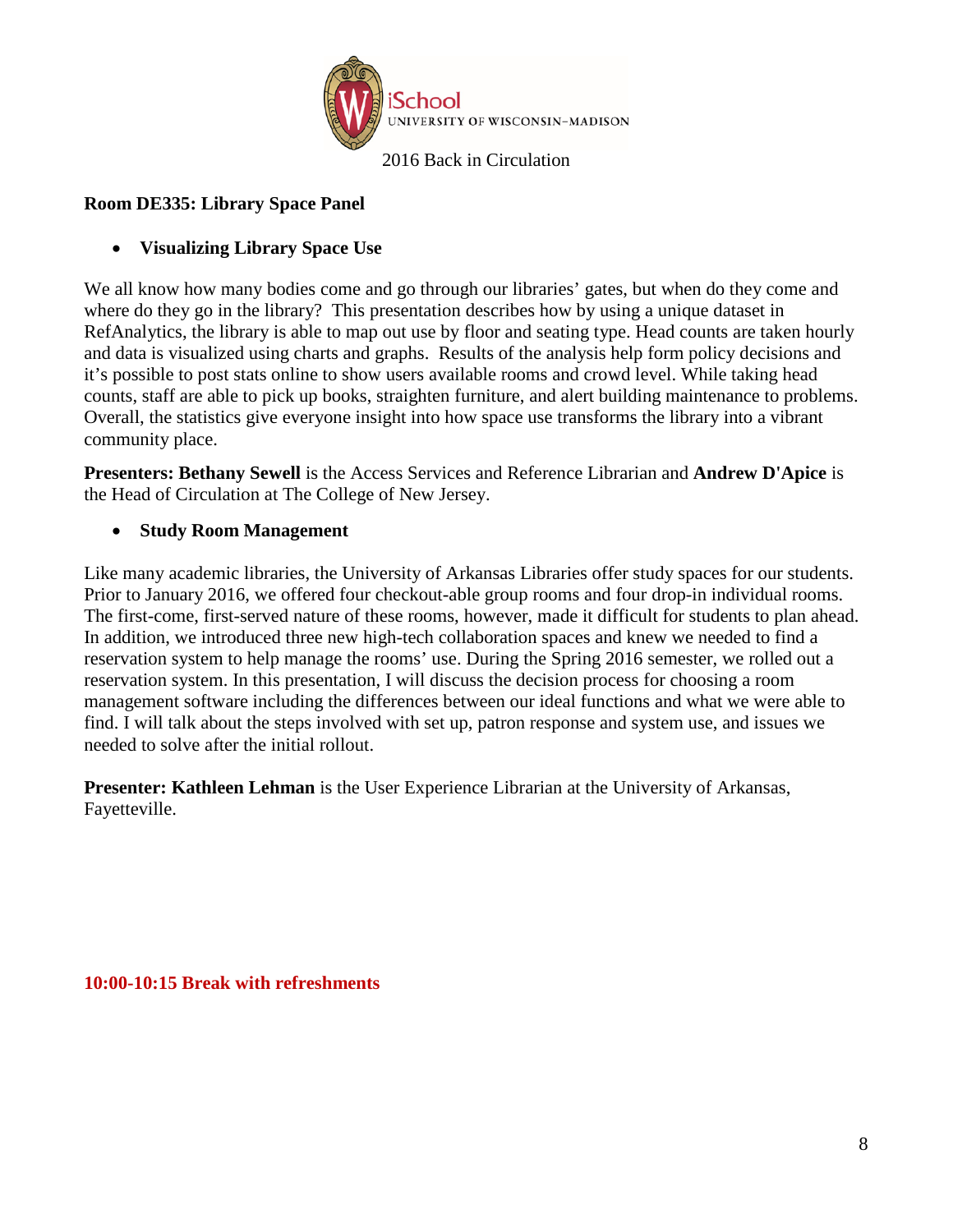## Room DE335: Library Space Panel

- **Visualizing Library Space Use**

We all know how many bodies come and go through our libraries' gates, but when do they come and where do they go in the library? This presentation describes how by using a unique dataset in RefAnalytics, the library is able to map out use by floor and seating type. Head counts are taken hourly and data is visualized using charts and graphs. Results of the analysis help form policy decisions and it's possible to post stats online to show users available rooms and crowd level. While taking head counts, staff are able to pick up books, straighten furniture, and alert building maintenance to problems. Overall, the statistics give everyone insight into how space use transforms the library into a vibrant community place.

**Presenters: Bethany Sewell** is the Access Services and Reference Librarian and **Andrew D'Apice** is the Head of Circulation at The College of New Jersey.

- **Study Room Management**

Like many academic libraries, the University of Arkansas Libraries offer study spaces for our students. Prior to January 2016, we offered four checkout-able group rooms and four drop-in individual rooms. The first-come, first-served nature of these rooms, however, made it difficult for students to plan ahead. In addition, we introduced three new high-tech collaboration spaces and knew we needed to find a reservation system to help manage the rooms' use. During the Spring 2016 semester, we rolled out a reservation system. In this presentation, I will discuss the decision process for choosing a room management software including the differences between our ideal functions and what we were able to find. I will talk about the steps involved with set up, patron response and system use, and issues we needed to solve after the initial rollout.

**Presenter: Kathleen Lehman** is the User Experience Librarian at the University of Arkansas, Fayetteville.

**10:00-10:15 Break with refreshments**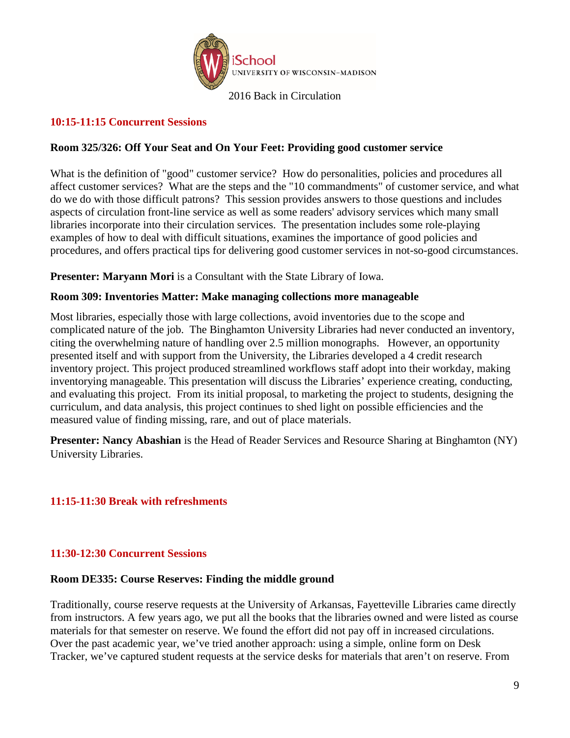2016 Back in Circulation

## 10:15-11:15 Concurrent Sessions

### Room 325/326: Off Your Seat and On Your Feet: Providing good customer service

What is the definition of "good" customer service? How do personalities, policies and procedures all affect customer services? What are the steps and the "10 commandments" of customer service, and what do we do with those difficult patrons? This session provides answers to those questions and includes aspects of circulation front-line service as well as some readers' advisory services which many small libraries incorporate into their circulation services. The presentation includes some role-playing examples of how to deal with difficult situations, examines the importance of good policies and procedures, and offers practical tips for delivering good customer services in not-so-good circumstances.

**Presenter: Maryann Mori** is a Consultant with the State Library of Iowa.

### Room 309: Inventories Matter: Make managing collections more manageable

Most libraries, especially those with large collections, avoid inventories due to the scope and complicated nature of the job. The Binghamton University Libraries had never conducted an inventory, citing the overwhelming nature of handling over 2.5 million monographs. However, an opportunity presented itself and with support from the University, the Libraries developed a 4 credit research inventory project. This project produced streamlined workflows staff adopt into their workday, making inventorying manageable. This presentation will discuss the Libraries' experience creating, conducting, and evaluating this project. From its initial proposal, to marketing the project to students, designing the curriculum, and data analysis, this project continues to shed light on possible efficiencies and the measured value of finding missing, rare, and out of place materials.

**Presenter: Nancy Abashian** is the Head of Reader Services and Resource Sharing at Binghamton (NY) University Libraries.

## 11:15-11:30 Break with refreshments

## 11:30-12:30 Concurrent Sessions

### Room DE335: Course Reserves: Finding the middle ground

Traditionally, course reserve requests at the University of Arkansas, Fayetteville Libraries came directly from instructors. A few years ago, we put all the books that the libraries owned and were listed as course materials for that semester on reserve. We found the effort did not pay off in increased circulations. Over the past academic year, we've tried another approach: using a simple, online form on Desk Tracker, we've captured student requests at the service desks for materials that aren't on reserve. From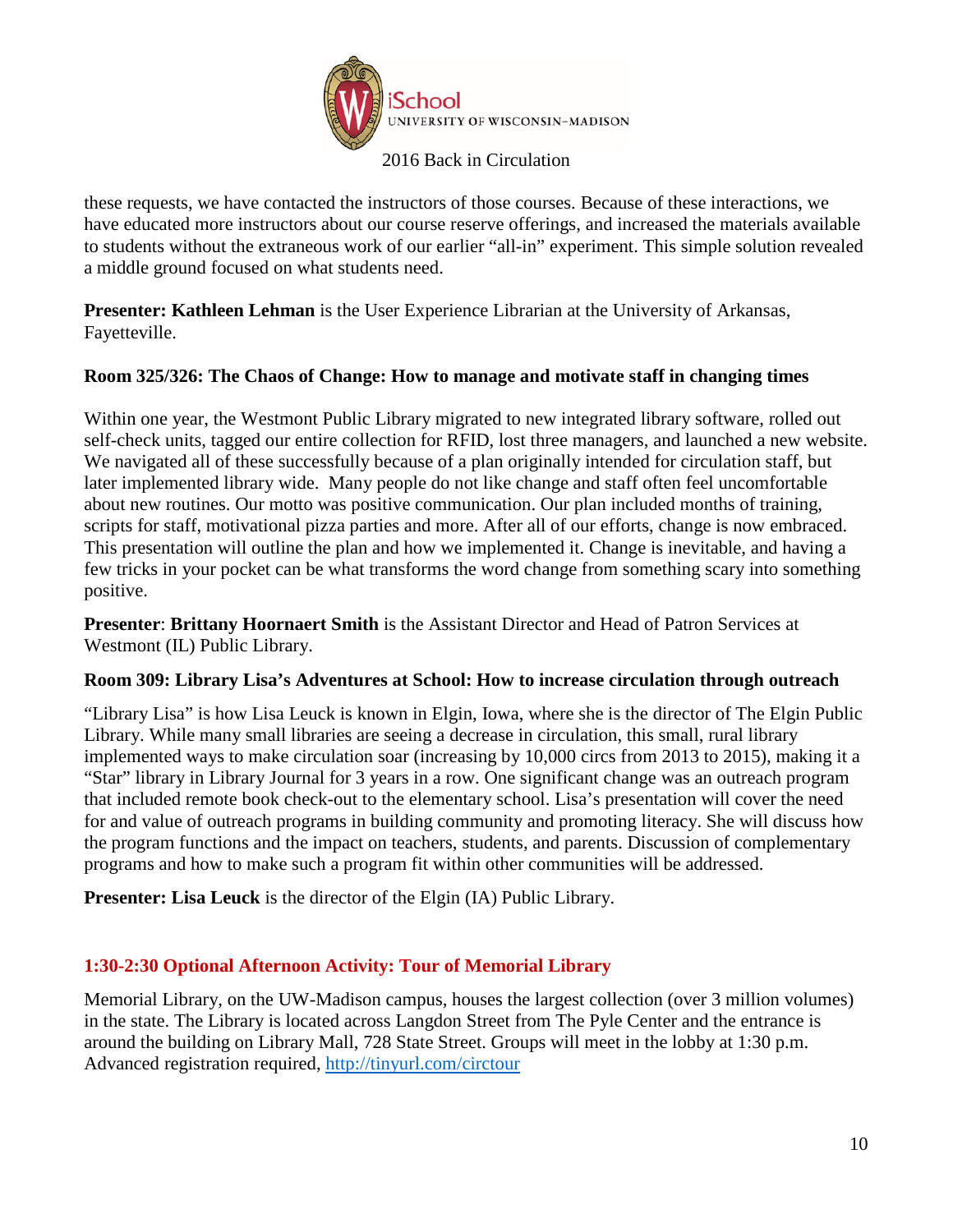these requests, we have contacted the instructors of those courses. Because of these interactions, we have educated more instructors about our course reserve offerings, and increased the materials available to students without the extraneous work of our earlier "all-in" experiment. This simple solution revealed a middle ground focused on what students need.

**Presenter: Kathleen Lehman** is the User Experience Librarian at the University of Arkansas, Fayetteville.

### Room 325/326: The Chaos of Change: How to manage and motivate staff in changing times

Within one year, the Westmont Public Library migrated to new integrated library software, rolled out self-check units, tagged our entire collection for RFID, lost three managers, and launched a new website. We navigated all of these successfully because of a plan originally intended for circulation staff, but later implemented library wide. Many people do not like change and staff often feel uncomfortable about new routines. Our motto was positive communication. Our plan included months of training, scripts for staff, motivational pizza parties and more. After all of our efforts, change is now embraced. This presentation will outline the plan and how we implemented it. Change is inevitable, and having a few tricks in your pocket can be what transforms the word change from something scary into something positive.

**Presenter**: **Brittany Hoornaert Smith** is the Assistant Director and Head of Patron Services at Westmont (IL) Public Library.

### Room 309: Library Lisa's Adventures at School: How to increase circulation through outreach

"Library Lisa" is how Lisa Leuck is known in Elgin, Iowa, where she is the director of The Elgin Public Library. While many small libraries are seeing a decrease in circulation, this small, rural library implemented ways to make circulation soar (increasing by 10,000 circs from 2013 to 2015), making it a "Star" library in Library Journal for 3 years in a row. One significant change was an outreach program that included remote book check-out to the elementary school. Lisa's presentation will cover the need for and value of outreach programs in building community and promoting literacy. She will discuss how the program functions and the impact on teachers, students, and parents. Discussion of complementary programs and how to make such a program fit within other communities will be addressed.

**Presenter: Lisa Leuck** is the director of the Elgin (IA) Public Library.

## 1:30-2:30 Optional Afternoon Activity: Tour of Memorial Library

Memorial Library, on the UW-Madison campus, houses the largest collection (over 3 million volumes) in the state. The Library is located across Langdon Street from The Pyle Center and the entrance is around the building on Library Mall, 728 State Street. Groups will meet in the lobby at 1:30 p.m. Advanced registration required, http://tinyurl.com/circtour